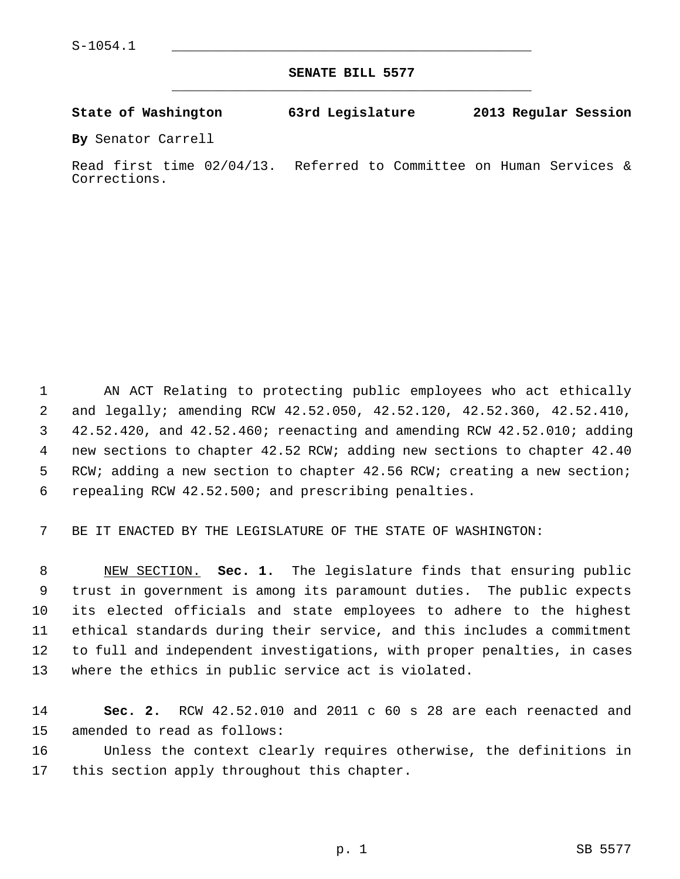S-1054.1

# SENATE BILL 5577

**State of Washington 63rd Legislature 2013 Regular Session**

**By** Senator Carrell

Read first time 02/04/13. Referred to Committee on Human Services & Corrections.

AN ACT Relating to protecting public employees who act ethically and legally; amending RCW 42.52.050, 42.52.120, 42.52.360, 42.52.410, 42.52.420, and 42.52.460; reenacting and amending RCW 42.52.010; adding new sections to chapter 42.52 RCW; adding new sections to chapter 42.40 RCW; adding a new section to chapter 42.56 RCW; creating a new section; repealing RCW 42.52.500; and prescribing penalties.

BE IT ENACTED BY THE LEGISLATURE OF THE STATE OF WASHINGTON:

NEW SECTION. **Sec. 1.** The legislature finds that ensuring public trust in government is among its paramount duties. The public expects its elected officials and state employees to adhere to the highest ethical standards during their service, and this includes a commitment to full and independent investigations, with proper penalties, in cases where the ethics in public service act is violated.

**Sec. 2.** RCW 42.52.010 and 2011 c 60 s 28 are each reenacted and amended to read as follows:

Unless the context clearly requires otherwise, the definitions in this section apply throughout this chapter.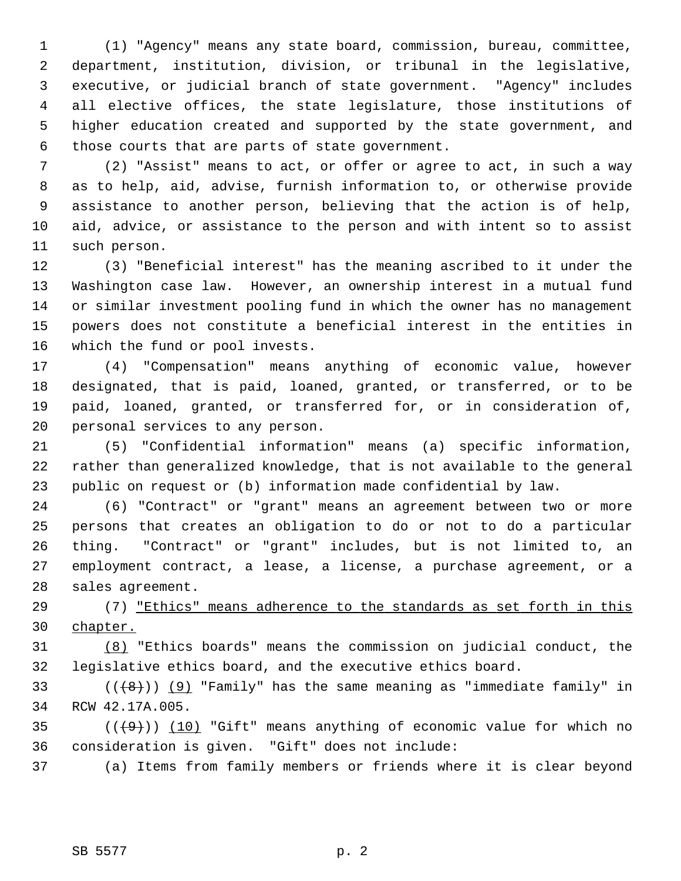(1) "Agency" means any state board, commission, bureau, committee, department, institution, division, or tribunal in the legislative, executive, or judicial branch of state government. "Agency" includes all elective offices, the state legislature, those institutions of higher education created and supported by the state government, and those courts that are parts of state government.

(2) "Assist" means to act, or offer or agree to act, in such a way as to help, aid, advise, furnish information to, or otherwise provide assistance to another person, believing that the action is of help, aid, advice, or assistance to the person and with intent so to assist such person.

(3) "Beneficial interest" has the meaning ascribed to it under the Washington case law. However, an ownership interest in a mutual fund or similar investment pooling fund in which the owner has no management powers does not constitute a beneficial interest in the entities in which the fund or pool invests.

(4) "Compensation" means anything of economic value, however designated, that is paid, loaned, granted, or transferred, or to be paid, loaned, granted, or transferred for, or in consideration of, personal services to any person.

(5) "Confidential information" means (a) specific information, rather than generalized knowledge, that is not available to the general public on request or (b) information made confidential by law.

(6) "Contract" or "grant" means an agreement between two or more persons that creates an obligation to do or not to do a particular thing. "Contract" or "grant" includes, but is not limited to, an employment contract, a lease, a license, a purchase agreement, or a sales agreement.

(7) "Ethics" means adherence to the standards as set forth in this chapter.

(8) "Ethics boards" means the commission on judicial conduct, the legislative ethics board, and the executive ethics board.

(((8))) (9) "Family" has the same meaning as "immediate family" in RCW 42.17A.005.

(((9))) (10) "Gift" means anything of economic value for which no consideration is given. "Gift" does not include:

(a) Items from family members or friends where it is clear beyond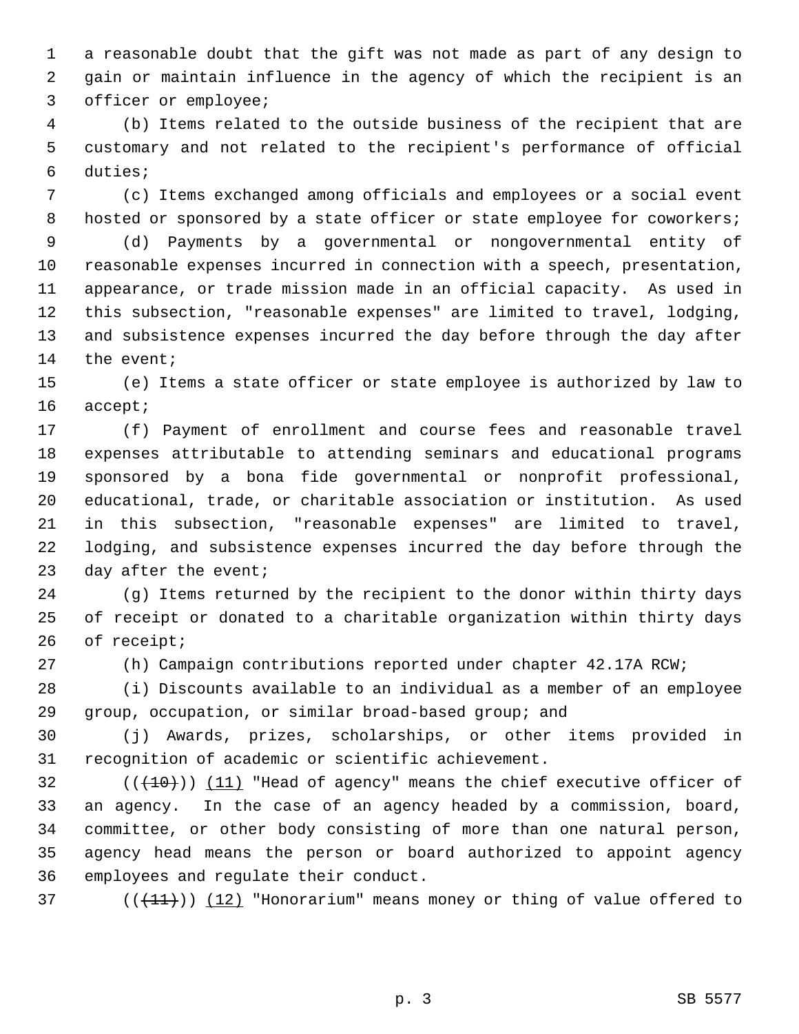a reasonable doubt that the gift was not made as part of any design to gain or maintain influence in the agency of which the recipient is an officer or employee;

(b) Items related to the outside business of the recipient that are customary and not related to the recipient's performance of official duties;

(c) Items exchanged among officials and employees or a social event hosted or sponsored by a state officer or state employee for coworkers;

(d) Payments by a governmental or nongovernmental entity of reasonable expenses incurred in connection with a speech, presentation, appearance, or trade mission made in an official capacity. As used in this subsection, "reasonable expenses" are limited to travel, lodging, and subsistence expenses incurred the day before through the day after the event;

(e) Items a state officer or state employee is authorized by law to accept;

(f) Payment of enrollment and course fees and reasonable travel expenses attributable to attending seminars and educational programs sponsored by a bona fide governmental or nonprofit professional, educational, trade, or charitable association or institution. As used in this subsection, "reasonable expenses" are limited to travel, lodging, and subsistence expenses incurred the day before through the day after the event;

(g) Items returned by the recipient to the donor within thirty days of receipt or donated to a charitable organization within thirty days of receipt;

(h) Campaign contributions reported under chapter 42.17A RCW;

(i) Discounts available to an individual as a member of an employee group, occupation, or similar broad-based group; and

(j) Awards, prizes, scholarships, or other items provided in recognition of academic or scientific achievement.

(((10))) (11) "Head of agency" means the chief executive officer of an agency. In the case of an agency headed by a commission, board, committee, or other body consisting of more than one natural person, agency head means the person or board authorized to appoint agency employees and regulate their conduct.

(((11))) (12) "Honorarium" means money or thing of value offered to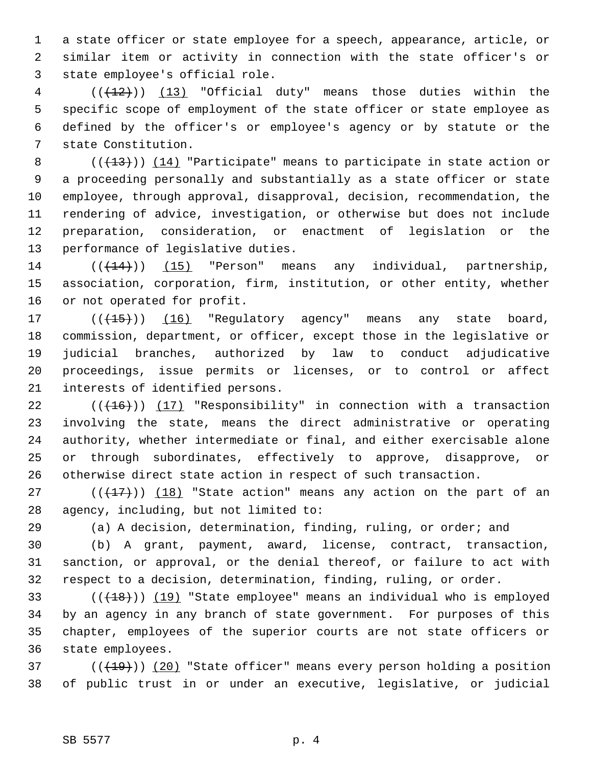a state officer or state employee for a speech, appearance, article, or similar item or activity in connection with the state officer's or state employee's official role.

(((12))) (13) "Official duty" means those duties within the specific scope of employment of the state officer or state employee as defined by the officer's or employee's agency or by statute or the state Constitution.

(((13))) (14) "Participate" means to participate in state action or a proceeding personally and substantially as a state officer or state employee, through approval, disapproval, decision, recommendation, the rendering of advice, investigation, or otherwise but does not include preparation, consideration, or enactment of legislation or the performance of legislative duties.

(((14))) (15) "Person" means any individual, partnership, association, corporation, firm, institution, or other entity, whether or not operated for profit.

(((15))) (16) "Regulatory agency" means any state board, commission, department, or officer, except those in the legislative or judicial branches, authorized by law to conduct adjudicative proceedings, issue permits or licenses, or to control or affect interests of identified persons.

(((16))) (17) "Responsibility" in connection with a transaction involving the state, means the direct administrative or operating authority, whether intermediate or final, and either exercisable alone or through subordinates, effectively to approve, disapprove, or otherwise direct state action in respect of such transaction.

(((17))) (18) "State action" means any action on the part of an agency, including, but not limited to:

(a) A decision, determination, finding, ruling, or order; and

(b) A grant, payment, award, license, contract, transaction, sanction, or approval, or the denial thereof, or failure to act with respect to a decision, determination, finding, ruling, or order.

(((18))) (19) "State employee" means an individual who is employed by an agency in any branch of state government. For purposes of this chapter, employees of the superior courts are not state officers or state employees.

(((19))) (20) "State officer" means every person holding a position of public trust in or under an executive, legislative, or judicial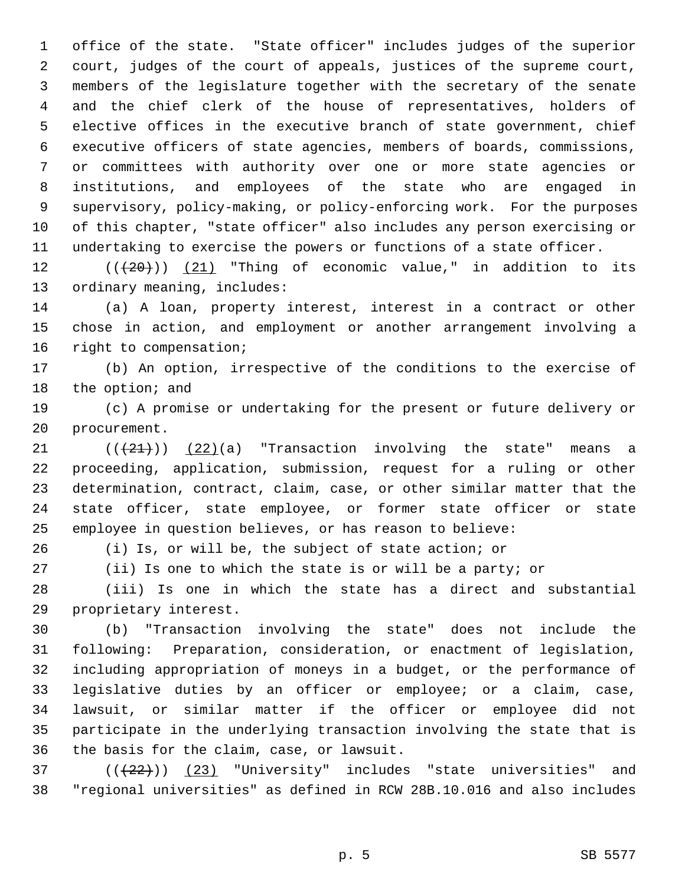office of the state. "State officer" includes judges of the superior court, judges of the court of appeals, justices of the supreme court, members of the legislature together with the secretary of the senate and the chief clerk of the house of representatives, holders of elective offices in the executive branch of state government, chief executive officers of state agencies, members of boards, commissions, or committees with authority over one or more state agencies or institutions, and employees of the state who are engaged in supervisory, policy-making, or policy-enforcing work. For the purposes of this chapter, "state officer" also includes any person exercising or undertaking to exercise the powers or functions of a state officer.

(((20))) (21) "Thing of economic value," in addition to its ordinary meaning, includes:

(a) A loan, property interest, interest in a contract or other chose in action, and employment or another arrangement involving a right to compensation;

(b) An option, irrespective of the conditions to the exercise of the option; and

(c) A promise or undertaking for the present or future delivery or procurement.

(((21))) (22)(a) "Transaction involving the state" means a proceeding, application, submission, request for a ruling or other determination, contract, claim, case, or other similar matter that the state officer, state employee, or former state officer or state employee in question believes, or has reason to believe:

(i) Is, or will be, the subject of state action; or

(ii) Is one to which the state is or will be a party; or

(iii) Is one in which the state has a direct and substantial proprietary interest.

(b) "Transaction involving the state" does not include the following: Preparation, consideration, or enactment of legislation, including appropriation of moneys in a budget, or the performance of legislative duties by an officer or employee; or a claim, case, lawsuit, or similar matter if the officer or employee did not participate in the underlying transaction involving the state that is the basis for the claim, case, or lawsuit.

(((22))) (23) "University" includes "state universities" and "regional universities" as defined in RCW 28B.10.016 and also includes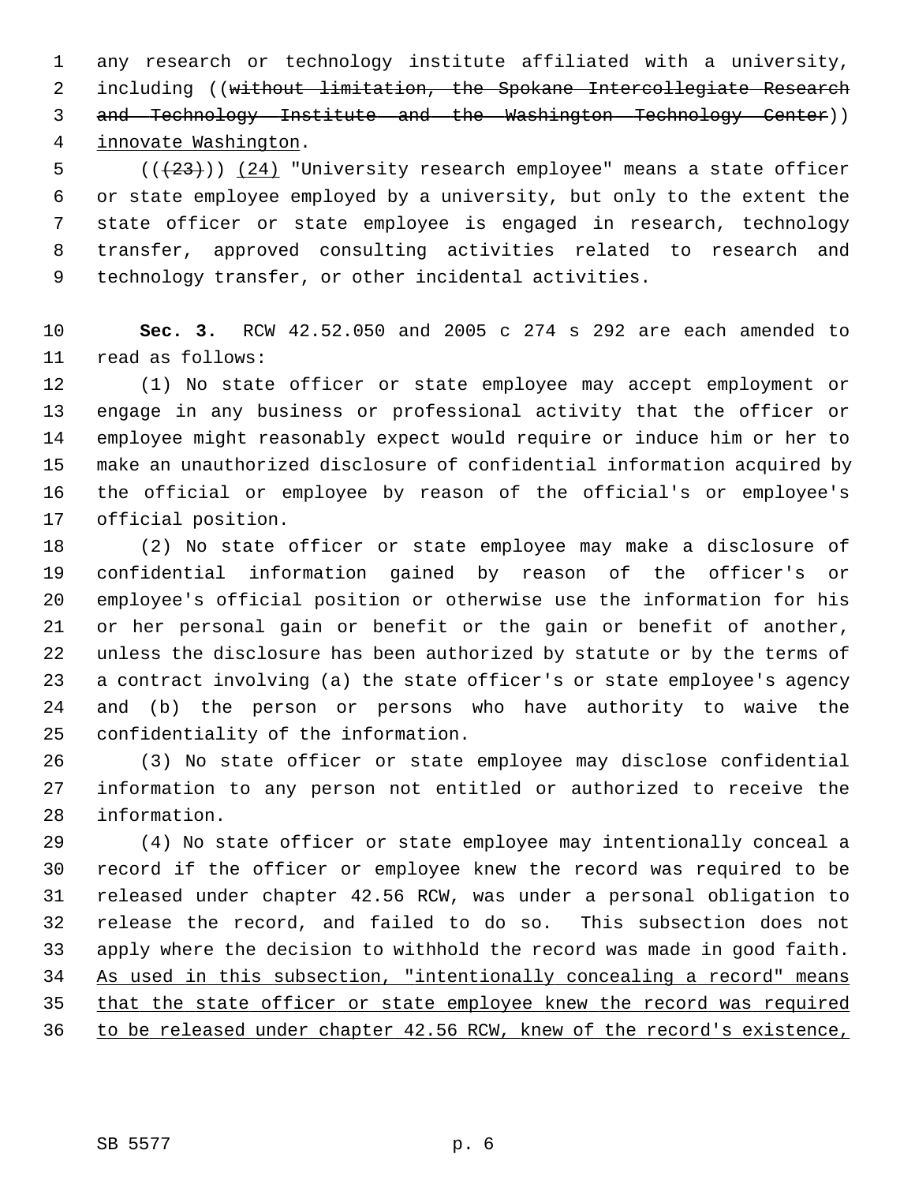any research or technology institute affiliated with a university, including ((~~without limitation, the Spokane Intercollegiate Research and Technology Institute and the Washington Technology Center~~)) <u>innovate Washington</u>.

((~~(23)~~)) <u>(24)</u> "University research employee" means a state officer or state employee employed by a university, but only to the extent the state officer or state employee is engaged in research, technology transfer, approved consulting activities related to research and technology transfer, or other incidental activities.

**Sec. 3.** RCW 42.52.050 and 2005 c 274 s 292 are each amended to read as follows:

(1) No state officer or state employee may accept employment or engage in any business or professional activity that the officer or employee might reasonably expect would require or induce him or her to make an unauthorized disclosure of confidential information acquired by the official or employee by reason of the official's or employee's official position.

(2) No state officer or state employee may make a disclosure of confidential information gained by reason of the officer's or employee's official position or otherwise use the information for his or her personal gain or benefit or the gain or benefit of another, unless the disclosure has been authorized by statute or by the terms of a contract involving (a) the state officer's or state employee's agency and (b) the person or persons who have authority to waive the confidentiality of the information.

(3) No state officer or state employee may disclose confidential information to any person not entitled or authorized to receive the information.

(4) No state officer or state employee may intentionally conceal a record if the officer or employee knew the record was required to be released under chapter 42.56 RCW, was under a personal obligation to release the record, and failed to do so. This subsection does not apply where the decision to withhold the record was made in good faith. <u>As used in this subsection, "intentionally concealing a record" means that the state officer or state employee knew the record was required to be released under chapter 42.56 RCW, knew of the record's existence,</u>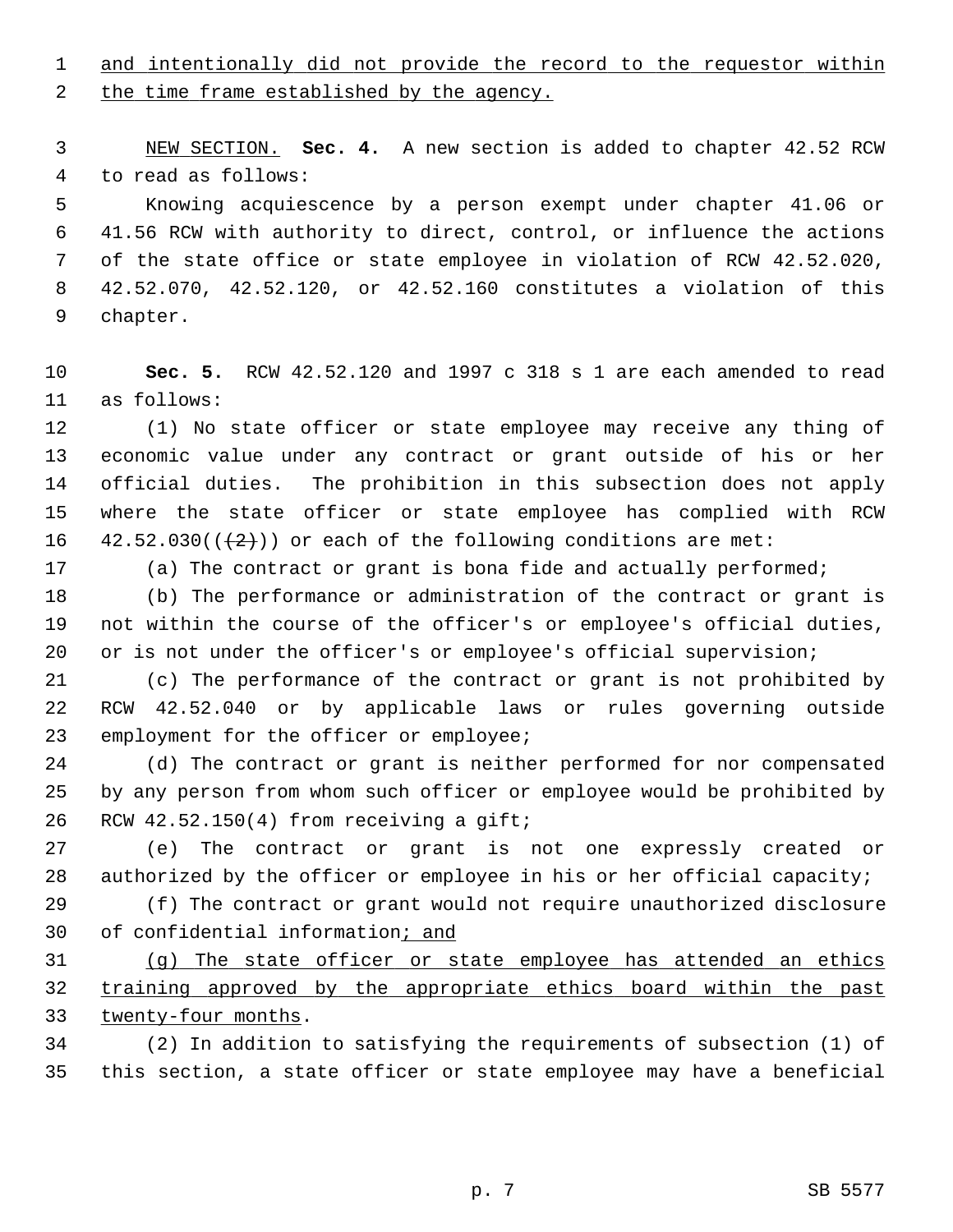and intentionally did not provide the record to the requestor within the time frame established by the agency.

NEW SECTION. **Sec. 4.** A new section is added to chapter 42.52 RCW to read as follows:

Knowing acquiescence by a person exempt under chapter 41.06 or 41.56 RCW with authority to direct, control, or influence the actions of the state office or state employee in violation of RCW 42.52.020, 42.52.070, 42.52.120, or 42.52.160 constitutes a violation of this chapter.

**Sec. 5.** RCW 42.52.120 and 1997 c 318 s 1 are each amended to read as follows:

(1) No state officer or state employee may receive any thing of economic value under any contract or grant outside of his or her official duties. The prohibition in this subsection does not apply where the state officer or state employee has complied with RCW 42.52.030(((2))) or each of the following conditions are met:

(a) The contract or grant is bona fide and actually performed;

(b) The performance or administration of the contract or grant is not within the course of the officer's or employee's official duties, or is not under the officer's or employee's official supervision;

(c) The performance of the contract or grant is not prohibited by RCW 42.52.040 or by applicable laws or rules governing outside employment for the officer or employee;

(d) The contract or grant is neither performed for nor compensated by any person from whom such officer or employee would be prohibited by RCW 42.52.150(4) from receiving a gift;

(e) The contract or grant is not one expressly created or authorized by the officer or employee in his or her official capacity;

(f) The contract or grant would not require unauthorized disclosure of confidential information; and

(g) The state officer or state employee has attended an ethics training approved by the appropriate ethics board within the past twenty-four months.

(2) In addition to satisfying the requirements of subsection (1) of this section, a state officer or state employee may have a beneficial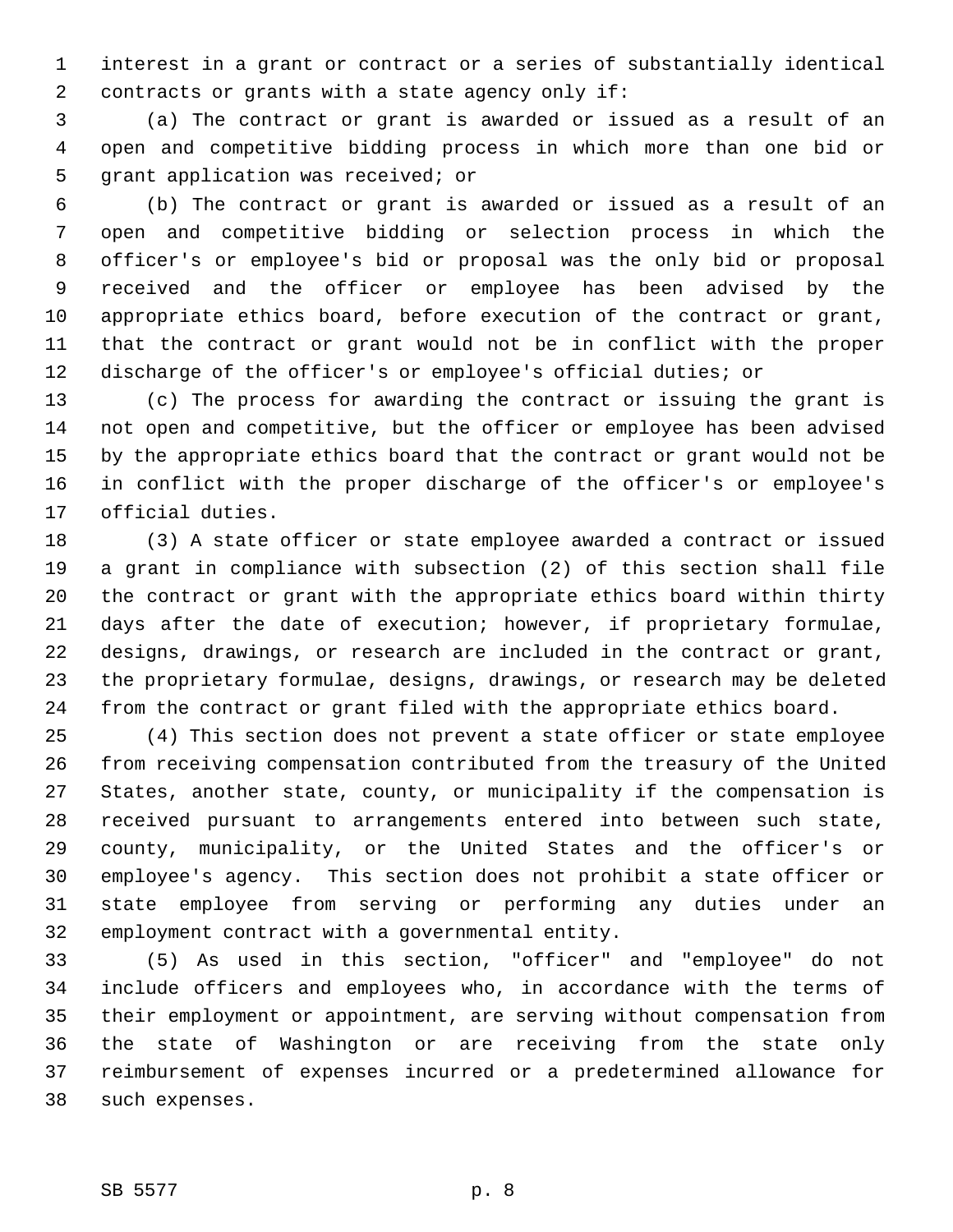interest in a grant or contract or a series of substantially identical contracts or grants with a state agency only if:

(a) The contract or grant is awarded or issued as a result of an open and competitive bidding process in which more than one bid or grant application was received; or

(b) The contract or grant is awarded or issued as a result of an open and competitive bidding or selection process in which the officer's or employee's bid or proposal was the only bid or proposal received and the officer or employee has been advised by the appropriate ethics board, before execution of the contract or grant, that the contract or grant would not be in conflict with the proper discharge of the officer's or employee's official duties; or

(c) The process for awarding the contract or issuing the grant is not open and competitive, but the officer or employee has been advised by the appropriate ethics board that the contract or grant would not be in conflict with the proper discharge of the officer's or employee's official duties.

(3) A state officer or state employee awarded a contract or issued a grant in compliance with subsection (2) of this section shall file the contract or grant with the appropriate ethics board within thirty days after the date of execution; however, if proprietary formulae, designs, drawings, or research are included in the contract or grant, the proprietary formulae, designs, drawings, or research may be deleted from the contract or grant filed with the appropriate ethics board.

(4) This section does not prevent a state officer or state employee from receiving compensation contributed from the treasury of the United States, another state, county, or municipality if the compensation is received pursuant to arrangements entered into between such state, county, municipality, or the United States and the officer's or employee's agency. This section does not prohibit a state officer or state employee from serving or performing any duties under an employment contract with a governmental entity.

(5) As used in this section, "officer" and "employee" do not include officers and employees who, in accordance with the terms of their employment or appointment, are serving without compensation from the state of Washington or are receiving from the state only reimbursement of expenses incurred or a predetermined allowance for such expenses.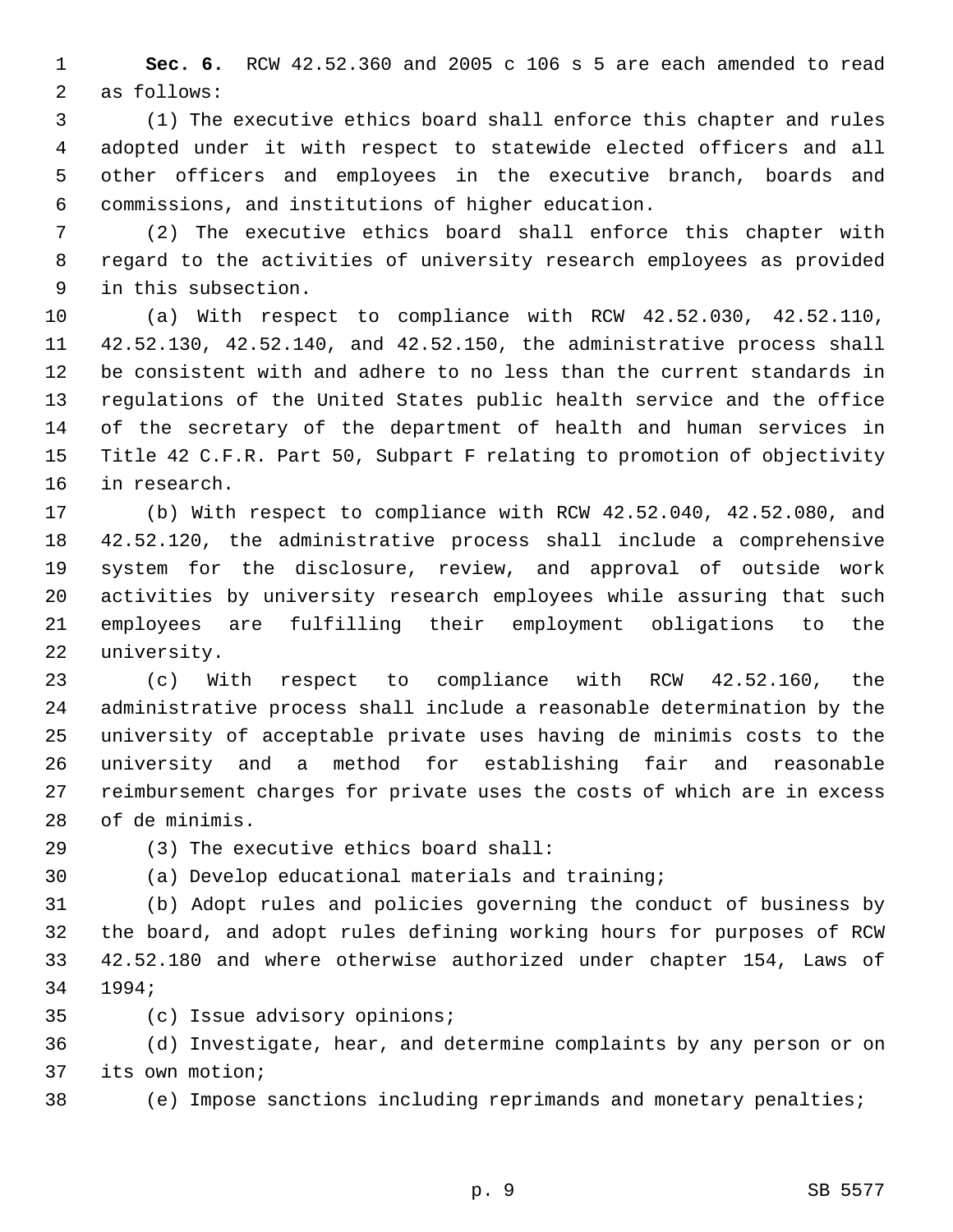**Sec. 6.** RCW 42.52.360 and 2005 c 106 s 5 are each amended to read as follows:

(1) The executive ethics board shall enforce this chapter and rules adopted under it with respect to statewide elected officers and all other officers and employees in the executive branch, boards and commissions, and institutions of higher education.

(2) The executive ethics board shall enforce this chapter with regard to the activities of university research employees as provided in this subsection.

(a) With respect to compliance with RCW 42.52.030, 42.52.110, 42.52.130, 42.52.140, and 42.52.150, the administrative process shall be consistent with and adhere to no less than the current standards in regulations of the United States public health service and the office of the secretary of the department of health and human services in Title 42 C.F.R. Part 50, Subpart F relating to promotion of objectivity in research.

(b) With respect to compliance with RCW 42.52.040, 42.52.080, and 42.52.120, the administrative process shall include a comprehensive system for the disclosure, review, and approval of outside work activities by university research employees while assuring that such employees are fulfilling their employment obligations to the university.

(c) With respect to compliance with RCW 42.52.160, the administrative process shall include a reasonable determination by the university of acceptable private uses having de minimis costs to the university and a method for establishing fair and reasonable reimbursement charges for private uses the costs of which are in excess of de minimis.

(3) The executive ethics board shall:

(a) Develop educational materials and training;

(b) Adopt rules and policies governing the conduct of business by the board, and adopt rules defining working hours for purposes of RCW 42.52.180 and where otherwise authorized under chapter 154, Laws of 1994;

(c) Issue advisory opinions;

(d) Investigate, hear, and determine complaints by any person or on its own motion;

(e) Impose sanctions including reprimands and monetary penalties;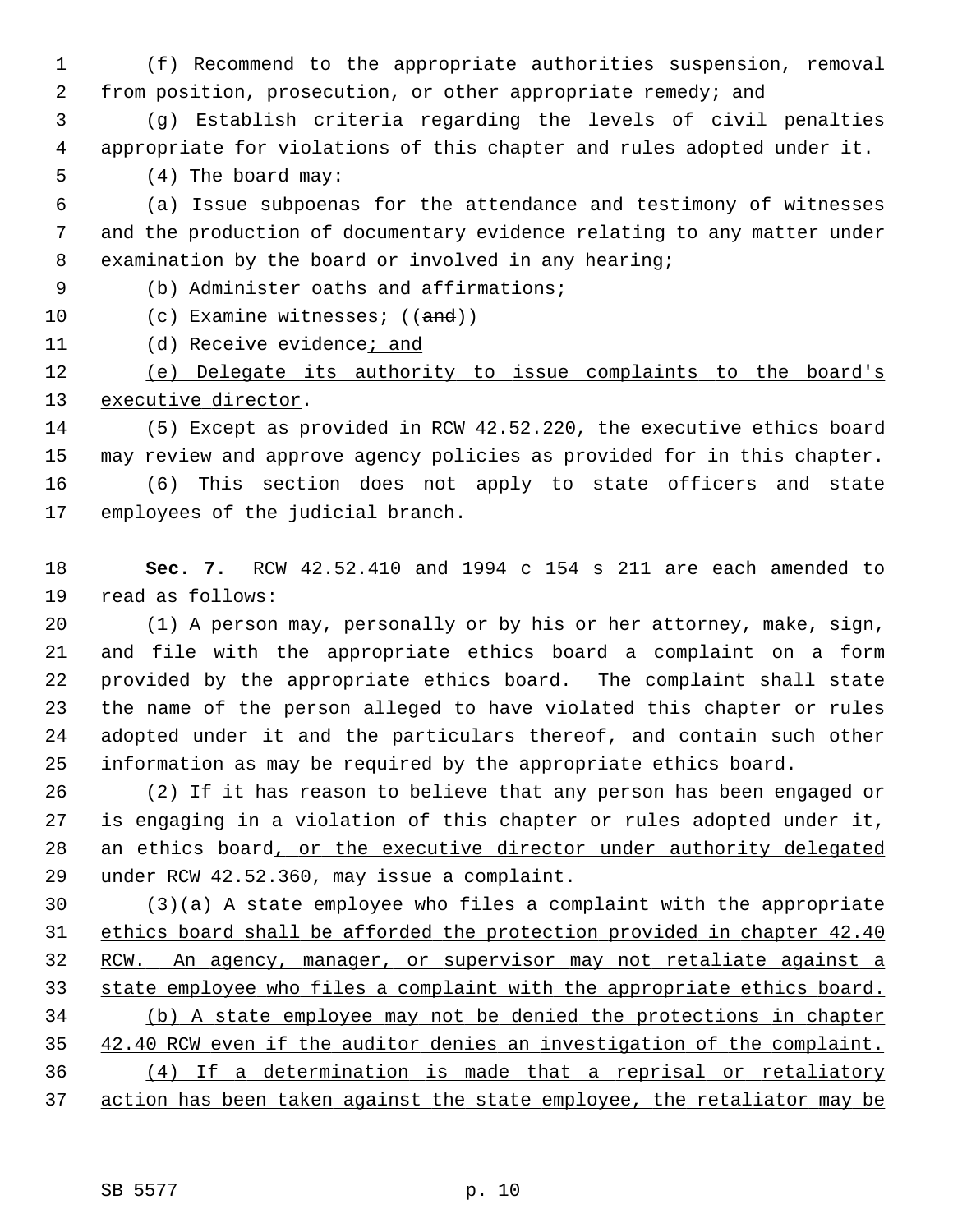(f) Recommend to the appropriate authorities suspension, removal from position, prosecution, or other appropriate remedy; and

(g) Establish criteria regarding the levels of civil penalties appropriate for violations of this chapter and rules adopted under it.

(4) The board may:

(a) Issue subpoenas for the attendance and testimony of witnesses and the production of documentary evidence relating to any matter under examination by the board or involved in any hearing;

(b) Administer oaths and affirmations;

(c) Examine witnesses; ((~~and~~))

(d) Receive evidence<u>; and</u>

<u>(e) Delegate its authority to issue complaints to the board's executive director</u>.

(5) Except as provided in RCW 42.52.220, the executive ethics board may review and approve agency policies as provided for in this chapter.

(6) This section does not apply to state officers and state employees of the judicial branch.

**Sec. 7.** RCW 42.52.410 and 1994 c 154 s 211 are each amended to read as follows:

(1) A person may, personally or by his or her attorney, make, sign, and file with the appropriate ethics board a complaint on a form provided by the appropriate ethics board. The complaint shall state the name of the person alleged to have violated this chapter or rules adopted under it and the particulars thereof, and contain such other information as may be required by the appropriate ethics board.

(2) If it has reason to believe that any person has been engaged or is engaging in a violation of this chapter or rules adopted under it, an ethics board<u>, or the executive director under authority delegated under RCW 42.52.360,</u> may issue a complaint.

<u>(3)(a) A state employee who files a complaint with the appropriate ethics board shall be afforded the protection provided in chapter 42.40 RCW. An agency, manager, or supervisor may not retaliate against a state employee who files a complaint with the appropriate ethics board.</u>

<u>(b) A state employee may not be denied the protections in chapter 42.40 RCW even if the auditor denies an investigation of the complaint.</u>

<u>(4) If a determination is made that a reprisal or retaliatory action has been taken against the state employee, the retaliator may be</u>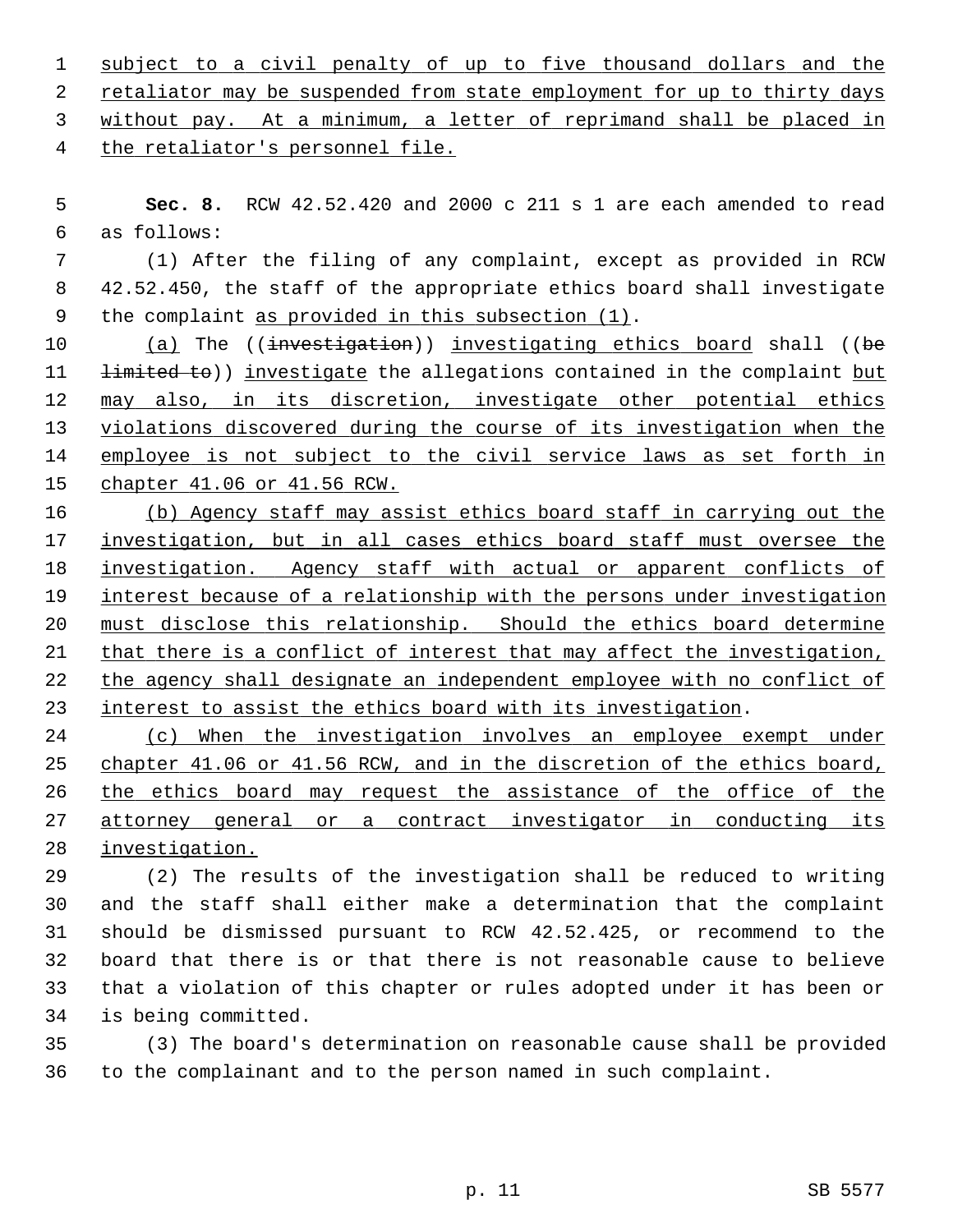subject to a civil penalty of up to five thousand dollars and the retaliator may be suspended from state employment for up to thirty days without pay. At a minimum, a letter of reprimand shall be placed in the retaliator's personnel file.

**Sec. 8.** RCW 42.52.420 and 2000 c 211 s 1 are each amended to read as follows:

(1) After the filing of any complaint, except as provided in RCW 42.52.450, the staff of the appropriate ethics board shall investigate the complaint as provided in this subsection (1).

(a) The ((~~investigation~~)) investigating ethics board shall ((~~be limited to~~)) investigate the allegations contained in the complaint but may also, in its discretion, investigate other potential ethics violations discovered during the course of its investigation when the employee is not subject to the civil service laws as set forth in chapter 41.06 or 41.56 RCW.

(b) Agency staff may assist ethics board staff in carrying out the investigation, but in all cases ethics board staff must oversee the investigation. Agency staff with actual or apparent conflicts of interest because of a relationship with the persons under investigation must disclose this relationship. Should the ethics board determine that there is a conflict of interest that may affect the investigation, the agency shall designate an independent employee with no conflict of interest to assist the ethics board with its investigation.

(c) When the investigation involves an employee exempt under chapter 41.06 or 41.56 RCW, and in the discretion of the ethics board, the ethics board may request the assistance of the office of the attorney general or a contract investigator in conducting its investigation.

(2) The results of the investigation shall be reduced to writing and the staff shall either make a determination that the complaint should be dismissed pursuant to RCW 42.52.425, or recommend to the board that there is or that there is not reasonable cause to believe that a violation of this chapter or rules adopted under it has been or is being committed.

(3) The board's determination on reasonable cause shall be provided to the complainant and to the person named in such complaint.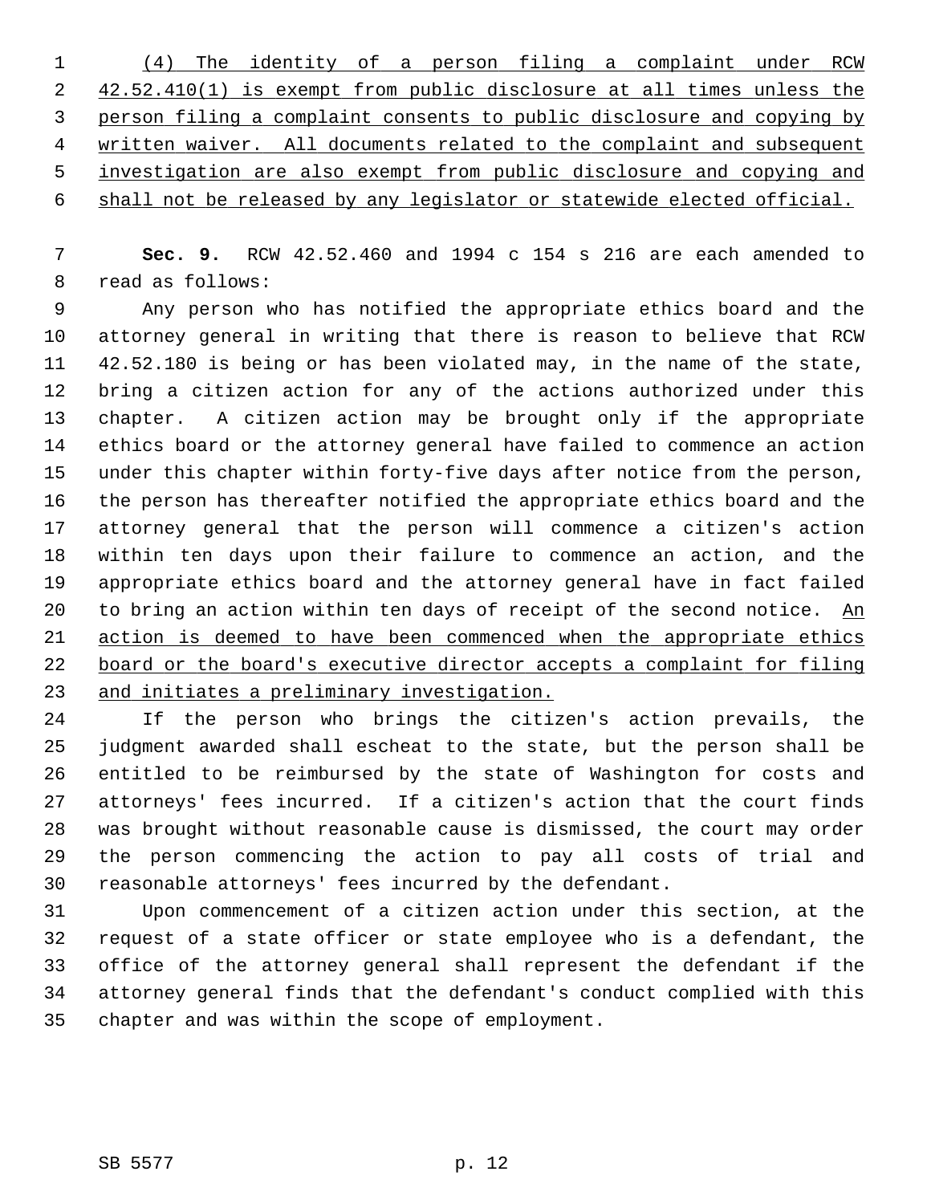(4) The identity of a person filing a complaint under RCW 42.52.410(1) is exempt from public disclosure at all times unless the person filing a complaint consents to public disclosure and copying by written waiver. All documents related to the complaint and subsequent investigation are also exempt from public disclosure and copying and shall not be released by any legislator or statewide elected official.

**Sec. 9.** RCW 42.52.460 and 1994 c 154 s 216 are each amended to read as follows:

Any person who has notified the appropriate ethics board and the attorney general in writing that there is reason to believe that RCW 42.52.180 is being or has been violated may, in the name of the state, bring a citizen action for any of the actions authorized under this chapter. A citizen action may be brought only if the appropriate ethics board or the attorney general have failed to commence an action under this chapter within forty-five days after notice from the person, the person has thereafter notified the appropriate ethics board and the attorney general that the person will commence a citizen's action within ten days upon their failure to commence an action, and the appropriate ethics board and the attorney general have in fact failed to bring an action within ten days of receipt of the second notice. An action is deemed to have been commenced when the appropriate ethics board or the board's executive director accepts a complaint for filing and initiates a preliminary investigation.

If the person who brings the citizen's action prevails, the judgment awarded shall escheat to the state, but the person shall be entitled to be reimbursed by the state of Washington for costs and attorneys' fees incurred. If a citizen's action that the court finds was brought without reasonable cause is dismissed, the court may order the person commencing the action to pay all costs of trial and reasonable attorneys' fees incurred by the defendant.

Upon commencement of a citizen action under this section, at the request of a state officer or state employee who is a defendant, the office of the attorney general shall represent the defendant if the attorney general finds that the defendant's conduct complied with this chapter and was within the scope of employment.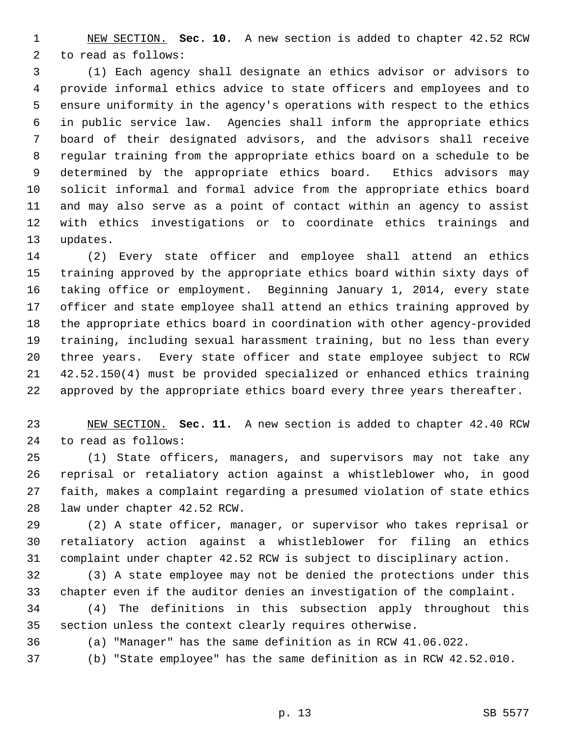NEW SECTION. **Sec. 10.** A new section is added to chapter 42.52 RCW to read as follows:

(1) Each agency shall designate an ethics advisor or advisors to provide informal ethics advice to state officers and employees and to ensure uniformity in the agency's operations with respect to the ethics in public service law. Agencies shall inform the appropriate ethics board of their designated advisors, and the advisors shall receive regular training from the appropriate ethics board on a schedule to be determined by the appropriate ethics board. Ethics advisors may solicit informal and formal advice from the appropriate ethics board and may also serve as a point of contact within an agency to assist with ethics investigations or to coordinate ethics trainings and updates.

(2) Every state officer and employee shall attend an ethics training approved by the appropriate ethics board within sixty days of taking office or employment. Beginning January 1, 2014, every state officer and state employee shall attend an ethics training approved by the appropriate ethics board in coordination with other agency-provided training, including sexual harassment training, but no less than every three years. Every state officer and state employee subject to RCW 42.52.150(4) must be provided specialized or enhanced ethics training approved by the appropriate ethics board every three years thereafter.

NEW SECTION. **Sec. 11.** A new section is added to chapter 42.40 RCW to read as follows:

(1) State officers, managers, and supervisors may not take any reprisal or retaliatory action against a whistleblower who, in good faith, makes a complaint regarding a presumed violation of state ethics law under chapter 42.52 RCW.

(2) A state officer, manager, or supervisor who takes reprisal or retaliatory action against a whistleblower for filing an ethics complaint under chapter 42.52 RCW is subject to disciplinary action.

(3) A state employee may not be denied the protections under this chapter even if the auditor denies an investigation of the complaint.

(4) The definitions in this subsection apply throughout this section unless the context clearly requires otherwise.

(a) "Manager" has the same definition as in RCW 41.06.022.

(b) "State employee" has the same definition as in RCW 42.52.010.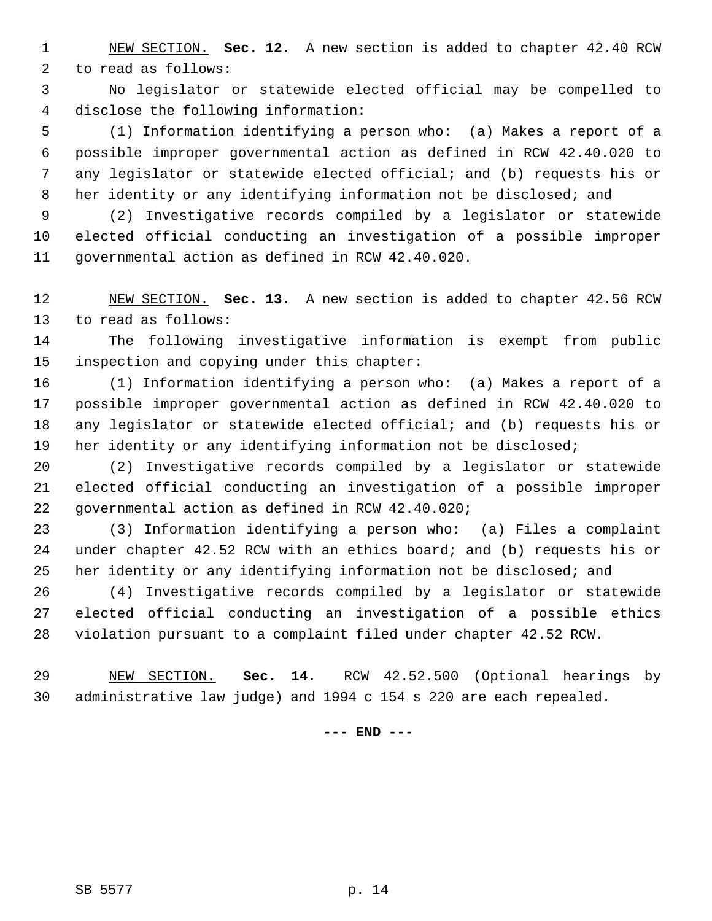NEW SECTION. **Sec. 12.** A new section is added to chapter 42.40 RCW to read as follows:

No legislator or statewide elected official may be compelled to disclose the following information:

(1) Information identifying a person who: (a) Makes a report of a possible improper governmental action as defined in RCW 42.40.020 to any legislator or statewide elected official; and (b) requests his or her identity or any identifying information not be disclosed; and

(2) Investigative records compiled by a legislator or statewide elected official conducting an investigation of a possible improper governmental action as defined in RCW 42.40.020.

NEW SECTION. **Sec. 13.** A new section is added to chapter 42.56 RCW to read as follows:

The following investigative information is exempt from public inspection and copying under this chapter:

(1) Information identifying a person who: (a) Makes a report of a possible improper governmental action as defined in RCW 42.40.020 to any legislator or statewide elected official; and (b) requests his or her identity or any identifying information not be disclosed;

(2) Investigative records compiled by a legislator or statewide elected official conducting an investigation of a possible improper governmental action as defined in RCW 42.40.020;

(3) Information identifying a person who: (a) Files a complaint under chapter 42.52 RCW with an ethics board; and (b) requests his or her identity or any identifying information not be disclosed; and

(4) Investigative records compiled by a legislator or statewide elected official conducting an investigation of a possible ethics violation pursuant to a complaint filed under chapter 42.52 RCW.

NEW SECTION. **Sec. 14.** RCW 42.52.500 (Optional hearings by administrative law judge) and 1994 c 154 s 220 are each repealed.

**--- END ---**